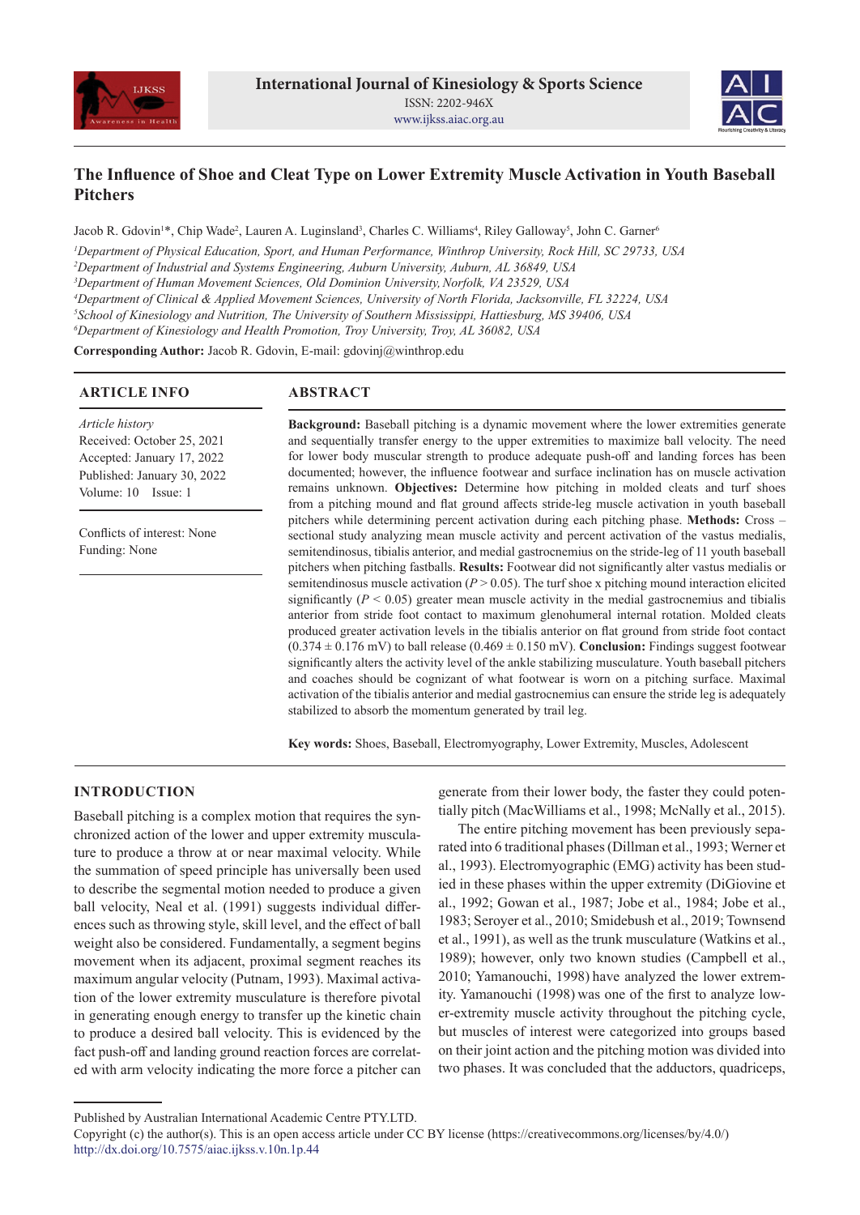# The Influence of Shoe and Cleat Type on Lower Extremity Muscle Activation in Youth Baseball Pitchers

Jacob R. Gdovin[1]*, Chip Wade[2], Lauren A. Luginsland[3], Charles C. Williams[4], Riley Galloway[5], John C. Garner[6]

[1]*Department of Physical Education, Sport, and Human Performance, Winthrop University, Rock Hill, SC 29733, USA*
[2]*Department of Industrial and Systems Engineering, Auburn University, Auburn, AL 36849, USA*
[3]*Department of Human Movement Sciences, Old Dominion University, Norfolk, VA 23529, USA*
[4]*Department of Clinical & Applied Movement Sciences, University of North Florida, Jacksonville, FL 32224, USA*
[5]*School of Kinesiology and Nutrition, The University of Southern Mississippi, Hattiesburg, MS 39406, USA*
[6]*Department of Kinesiology and Health Promotion, Troy University, Troy, AL 36082, USA*

**Corresponding Author:** Jacob R. Gdovin, E-mail: gdovinj@winthrop.edu

## ARTICLE INFO

*Article history*
Received: October 25, 2021
Accepted: January 17, 2022
Published: January 30, 2022
Volume: 10 Issue: 1

Conflicts of interest: None
Funding: None

## ABSTRACT

**Background:** Baseball pitching is a dynamic movement where the lower extremities generate and sequentially transfer energy to the upper extremities to maximize ball velocity. The need for lower body muscular strength to produce adequate push-off and landing forces has been documented; however, the influence footwear and surface inclination has on muscle activation remains unknown. **Objectives:** Determine how pitching in molded cleats and turf shoes from a pitching mound and flat ground affects stride-leg muscle activation in youth baseball pitchers while determining percent activation during each pitching phase. **Methods:** Cross – sectional study analyzing mean muscle activity and percent activation of the vastus medialis, semitendinosus, tibialis anterior, and medial gastrocnemius on the stride-leg of 11 youth baseball pitchers when pitching fastballs. **Results:** Footwear did not significantly alter vastus medialis or semitendinosus muscle activation ($P > 0.05$). The turf shoe x pitching mound interaction elicited significantly ($P < 0.05$) greater mean muscle activity in the medial gastrocnemius and tibialis anterior from stride foot contact to maximum glenohumeral internal rotation. Molded cleats produced greater activation levels in the tibialis anterior on flat ground from stride foot contact ($0.374 \pm 0.176$ mV) to ball release ($0.469 \pm 0.150$ mV). **Conclusion:** Findings suggest footwear significantly alters the activity level of the ankle stabilizing musculature. Youth baseball pitchers and coaches should be cognizant of what footwear is worn on a pitching surface. Maximal activation of the tibialis anterior and medial gastrocnemius can ensure the stride leg is adequately stabilized to absorb the momentum generated by trail leg.

**Key words:** Shoes, Baseball, Electromyography, Lower Extremity, Muscles, Adolescent

## INTRODUCTION

Baseball pitching is a complex motion that requires the synchronized action of the lower and upper extremity musculature to produce a throw at or near maximal velocity. While the summation of speed principle has universally been used to describe the segmental motion needed to produce a given ball velocity, Neal et al. (1991) suggests individual differences such as throwing style, skill level, and the effect of ball weight also be considered. Fundamentally, a segment begins movement when its adjacent, proximal segment reaches its maximum angular velocity (Putnam, 1993). Maximal activation of the lower extremity musculature is therefore pivotal in generating enough energy to transfer up the kinetic chain to produce a desired ball velocity. This is evidenced by the fact push-off and landing ground reaction forces are correlated with arm velocity indicating the more force a pitcher can generate from their lower body, the faster they could potentially pitch (MacWilliams et al., 1998; McNally et al., 2015).

The entire pitching movement has been previously separated into 6 traditional phases (Dillman et al., 1993; Werner et al., 1993). Electromyographic (EMG) activity has been studied in these phases within the upper extremity (DiGiovine et al., 1992; Gowan et al., 1987; Jobe et al., 1984; Jobe et al., 1983; Seroyer et al., 2010; Smidebush et al., 2019; Townsend et al., 1991), as well as the trunk musculature (Watkins et al., 1989); however, only two known studies (Campbell et al., 2010; Yamanouchi, 1998) have analyzed the lower extremity. Yamanouchi (1998) was one of the first to analyze lower-extremity muscle activity throughout the pitching cycle, but muscles of interest were categorized into groups based on their joint action and the pitching motion was divided into two phases. It was concluded that the adductors, quadriceps,

Published by Australian International Academic Centre PTY.LTD.
Copyright (c) the author(s). This is an open access article under CC BY license (https://creativecommons.org/licenses/by/4.0/)
http://dx.doi.org/10.7575/aiac.ijkss.v.10n.1p.44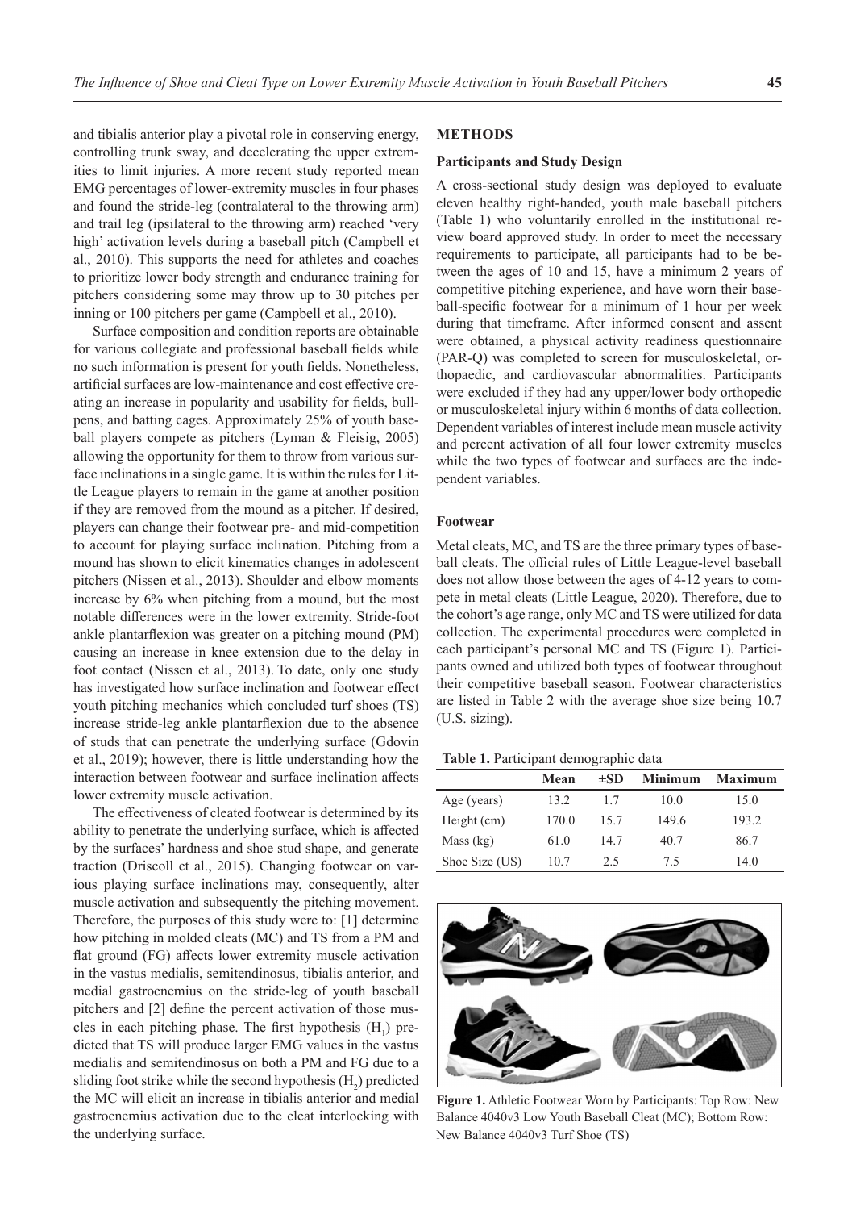and tibialis anterior play a pivotal role in conserving energy, controlling trunk sway, and decelerating the upper extremities to limit injuries. A more recent study reported mean EMG percentages of lower-extremity muscles in four phases and found the stride-leg (contralateral to the throwing arm) and trail leg (ipsilateral to the throwing arm) reached 'very high' activation levels during a baseball pitch (Campbell et al., 2010). This supports the need for athletes and coaches to prioritize lower body strength and endurance training for pitchers considering some may throw up to 30 pitches per inning or 100 pitchers per game (Campbell et al., 2010).

Surface composition and condition reports are obtainable for various collegiate and professional baseball fields while no such information is present for youth fields. Nonetheless, artificial surfaces are low-maintenance and cost effective creating an increase in popularity and usability for fields, bullpens, and batting cages. Approximately 25% of youth baseball players compete as pitchers (Lyman & Fleisig, 2005) allowing the opportunity for them to throw from various surface inclinations in a single game. It is within the rules for Little League players to remain in the game at another position if they are removed from the mound as a pitcher. If desired, players can change their footwear pre- and mid-competition to account for playing surface inclination. Pitching from a mound has shown to elicit kinematics changes in adolescent pitchers (Nissen et al., 2013). Shoulder and elbow moments increase by 6% when pitching from a mound, but the most notable differences were in the lower extremity. Stride-foot ankle plantarflexion was greater on a pitching mound (PM) causing an increase in knee extension due to the delay in foot contact (Nissen et al., 2013). To date, only one study has investigated how surface inclination and footwear effect youth pitching mechanics which concluded turf shoes (TS) increase stride-leg ankle plantarflexion due to the absence of studs that can penetrate the underlying surface (Gdovin et al., 2019); however, there is little understanding how the interaction between footwear and surface inclination affects lower extremity muscle activation.

The effectiveness of cleated footwear is determined by its ability to penetrate the underlying surface, which is affected by the surfaces' hardness and shoe stud shape, and generate traction (Driscoll et al., 2015). Changing footwear on various playing surface inclinations may, consequently, alter muscle activation and subsequently the pitching movement. Therefore, the purposes of this study were to: [1] determine how pitching in molded cleats (MC) and TS from a PM and flat ground (FG) affects lower extremity muscle activation in the vastus medialis, semitendinosus, tibialis anterior, and medial gastrocnemius on the stride-leg of youth baseball pitchers and [2] define the percent activation of those muscles in each pitching phase. The first hypothesis ($H_1$) predicted that TS will produce larger EMG values in the vastus medialis and semitendinosus on both a PM and FG due to a sliding foot strike while the second hypothesis ($H_2$) predicted the MC will elicit an increase in tibialis anterior and medial gastrocnemius activation due to the cleat interlocking with the underlying surface.

## METHODS

### Participants and Study Design

A cross-sectional study design was deployed to evaluate eleven healthy right-handed, youth male baseball pitchers (Table 1) who voluntarily enrolled in the institutional review board approved study. In order to meet the necessary requirements to participate, all participants had to be between the ages of 10 and 15, have a minimum 2 years of competitive pitching experience, and have worn their baseball-specific footwear for a minimum of 1 hour per week during that timeframe. After informed consent and assent were obtained, a physical activity readiness questionnaire (PAR-Q) was completed to screen for musculoskeletal, orthopaedic, and cardiovascular abnormalities. Participants were excluded if they had any upper/lower body orthopedic or musculoskeletal injury within 6 months of data collection. Dependent variables of interest include mean muscle activity and percent activation of all four lower extremity muscles while the two types of footwear and surfaces are the independent variables.

### Footwear

Metal cleats, MC, and TS are the three primary types of baseball cleats. The official rules of Little League-level baseball does not allow those between the ages of 4-12 years to compete in metal cleats (Little League, 2020). Therefore, due to the cohort's age range, only MC and TS were utilized for data collection. The experimental procedures were completed in each participant's personal MC and TS (Figure 1). Participants owned and utilized both types of footwear throughout their competitive baseball season. Footwear characteristics are listed in Table 2 with the average shoe size being 10.7 (U.S. sizing).

**Table 1.** Participant demographic data

| | Mean | ±SD | Minimum | Maximum |
|---|---|---|---|---|
| Age (years) | 13.2 | 1.7 | 10.0 | 15.0 |
| Height (cm) | 170.0 | 15.7 | 149.6 | 193.2 |
| Mass (kg) | 61.0 | 14.7 | 40.7 | 86.7 |
| Shoe Size (US) | 10.7 | 2.5 | 7.5 | 14.0 |

**Figure 1.** Athletic Footwear Worn by Participants: Top Row: New Balance 4040v3 Low Youth Baseball Cleat (MC); Bottom Row: New Balance 4040v3 Turf Shoe (TS)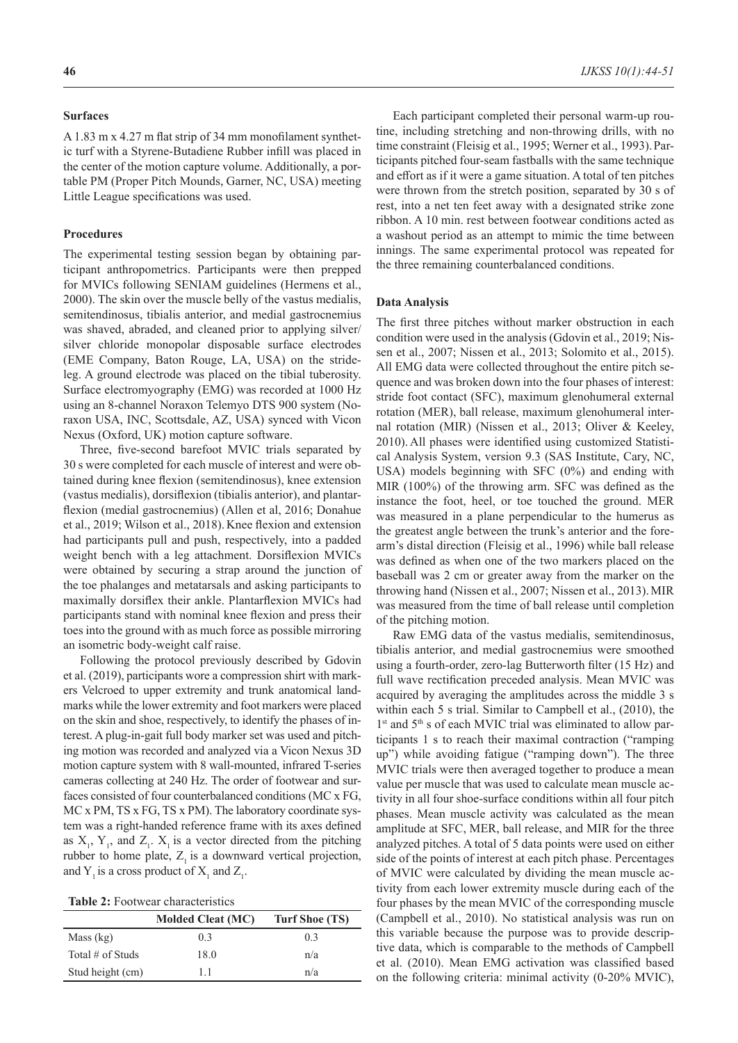### Surfaces

A 1.83 m x 4.27 m flat strip of 34 mm monofilament synthetic turf with a Styrene-Butadiene Rubber infill was placed in the center of the motion capture volume. Additionally, a portable PM (Proper Pitch Mounds, Garner, NC, USA) meeting Little League specifications was used.

### Procedures

The experimental testing session began by obtaining participant anthropometrics. Participants were then prepped for MVICs following SENIAM guidelines (Hermens et al., 2000). The skin over the muscle belly of the vastus medialis, semitendinosus, tibialis anterior, and medial gastrocnemius was shaved, abraded, and cleaned prior to applying silver/silver chloride monopolar disposable surface electrodes (EME Company, Baton Rouge, LA, USA) on the stride-leg. A ground electrode was placed on the tibial tuberosity. Surface electromyography (EMG) was recorded at 1000 Hz using an 8-channel Noraxon Telemyo DTS 900 system (Noraxon USA, INC, Scottsdale, AZ, USA) synced with Vicon Nexus (Oxford, UK) motion capture software.

Three, five-second barefoot MVIC trials separated by 30 s were completed for each muscle of interest and were obtained during knee flexion (semitendinosus), knee extension (vastus medialis), dorsiflexion (tibialis anterior), and plantarflexion (medial gastrocnemius) (Allen et al, 2016; Donahue et al., 2019; Wilson et al., 2018). Knee flexion and extension had participants pull and push, respectively, into a padded weight bench with a leg attachment. Dorsiflexion MVICs were obtained by securing a strap around the junction of the toe phalanges and metatarsals and asking participants to maximally dorsiflex their ankle. Plantarflexion MVICs had participants stand with nominal knee flexion and press their toes into the ground with as much force as possible mirroring an isometric body-weight calf raise.

Following the protocol previously described by Gdovin et al. (2019), participants wore a compression shirt with markers Velcroed to upper extremity and trunk anatomical landmarks while the lower extremity and foot markers were placed on the skin and shoe, respectively, to identify the phases of interest. A plug-in-gait full body marker set was used and pitching motion was recorded and analyzed via a Vicon Nexus 3D motion capture system with 8 wall-mounted, infrared T-series cameras collecting at 240 Hz. The order of footwear and surfaces consisted of four counterbalanced conditions (MC x FG, MC x PM, TS x FG, TS x PM). The laboratory coordinate system was a right-handed reference frame with its axes defined as $X_1$, $Y_1$, and $Z_1$. $X_1$ is a vector directed from the pitching rubber to home plate, $Z_1$ is a downward vertical projection, and $Y_1$ is a cross product of $X_1$ and $Z_1$.

**Table 2:** Footwear characteristics

| | Molded Cleat (MC) | Turf Shoe (TS) |
|---|---|---|
| Mass (kg) | 0.3 | 0.3 |
| Total # of Studs | 18.0 | n/a |
| Stud height (cm) | 1.1 | n/a |

Each participant completed their personal warm-up routine, including stretching and non-throwing drills, with no time constraint (Fleisig et al., 1995; Werner et al., 1993). Participants pitched four-seam fastballs with the same technique and effort as if it were a game situation. A total of ten pitches were thrown from the stretch position, separated by 30 s of rest, into a net ten feet away with a designated strike zone ribbon. A 10 min. rest between footwear conditions acted as a washout period as an attempt to mimic the time between innings. The same experimental protocol was repeated for the three remaining counterbalanced conditions.

### Data Analysis

The first three pitches without marker obstruction in each condition were used in the analysis (Gdovin et al., 2019; Nissen et al., 2007; Nissen et al., 2013; Solomito et al., 2015). All EMG data were collected throughout the entire pitch sequence and was broken down into the four phases of interest: stride foot contact (SFC), maximum glenohumeral external rotation (MER), ball release, maximum glenohumeral internal rotation (MIR) (Nissen et al., 2013; Oliver & Keeley, 2010). All phases were identified using customized Statistical Analysis System, version 9.3 (SAS Institute, Cary, NC, USA) models beginning with SFC (0%) and ending with MIR (100%) of the throwing arm. SFC was defined as the instance the foot, heel, or toe touched the ground. MER was measured in a plane perpendicular to the humerus as the greatest angle between the trunk's anterior and the forearm's distal direction (Fleisig et al., 1996) while ball release was defined as when one of the two markers placed on the baseball was 2 cm or greater away from the marker on the throwing hand (Nissen et al., 2007; Nissen et al., 2013). MIR was measured from the time of ball release until completion of the pitching motion.

Raw EMG data of the vastus medialis, semitendinosus, tibialis anterior, and medial gastrocnemius were smoothed using a fourth-order, zero-lag Butterworth filter (15 Hz) and full wave rectification preceded analysis. Mean MVIC was acquired by averaging the amplitudes across the middle 3 s within each 5 s trial. Similar to Campbell et al., (2010), the 1st and 5th s of each MVIC trial was eliminated to allow participants 1 s to reach their maximal contraction ("ramping up") while avoiding fatigue ("ramping down"). The three MVIC trials were then averaged together to produce a mean value per muscle that was used to calculate mean muscle activity in all four shoe-surface conditions within all four pitch phases. Mean muscle activity was calculated as the mean amplitude at SFC, MER, ball release, and MIR for the three analyzed pitches. A total of 5 data points were used on either side of the points of interest at each pitch phase. Percentages of MVIC were calculated by dividing the mean muscle activity from each lower extremity muscle during each of the four phases by the mean MVIC of the corresponding muscle (Campbell et al., 2010). No statistical analysis was run on this variable because the purpose was to provide descriptive data, which is comparable to the methods of Campbell et al. (2010). Mean EMG activation was classified based on the following criteria: minimal activity (0-20% MVIC),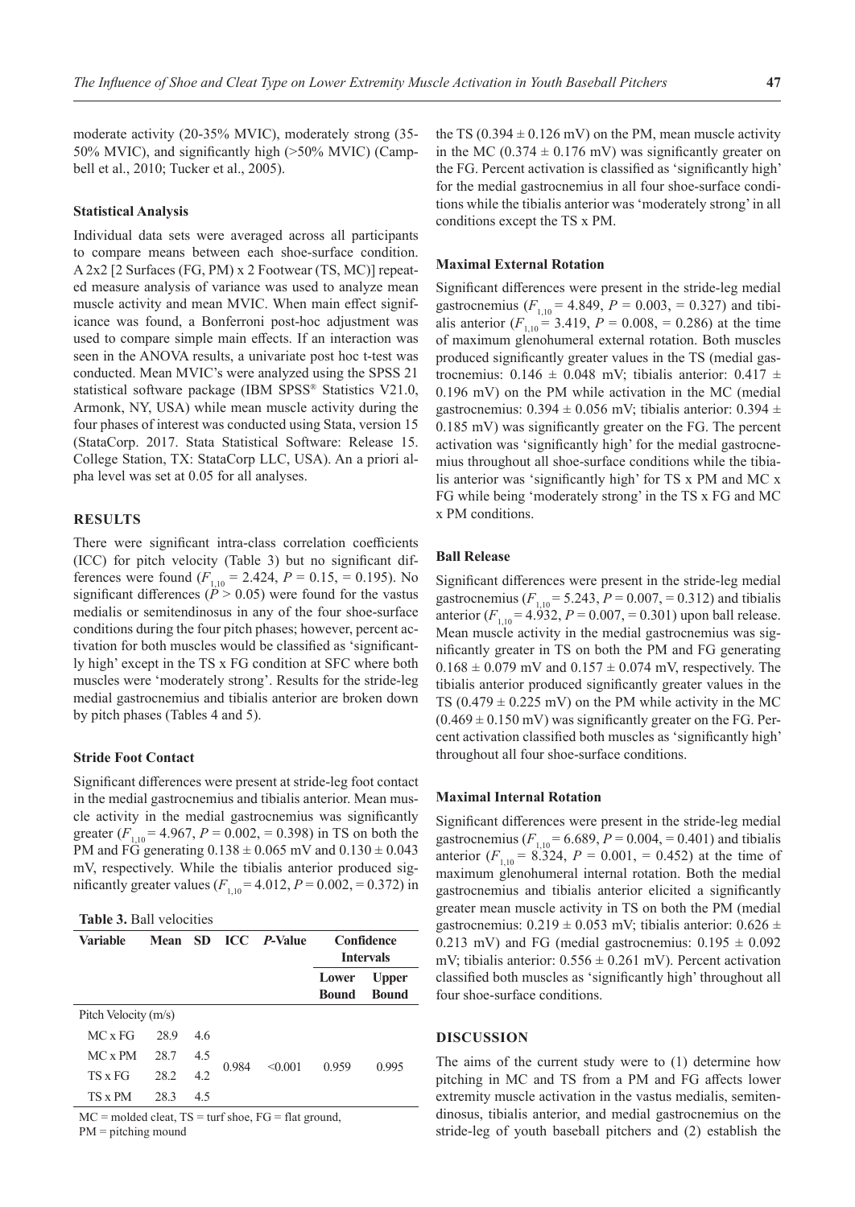moderate activity (20-35% MVIC), moderately strong (35-50% MVIC), and significantly high (>50% MVIC) (Campbell et al., 2010; Tucker et al., 2005).

### Statistical Analysis

Individual data sets were averaged across all participants to compare means between each shoe-surface condition. A 2x2 [2 Surfaces (FG, PM) x 2 Footwear (TS, MC)] repeated measure analysis of variance was used to analyze mean muscle activity and mean MVIC. When main effect significance was found, a Bonferroni post-hoc adjustment was used to compare simple main effects. If an interaction was seen in the ANOVA results, a univariate post hoc t-test was conducted. Mean MVIC's were analyzed using the SPSS 21 statistical software package (IBM SPSS® Statistics V21.0, Armonk, NY, USA) while mean muscle activity during the four phases of interest was conducted using Stata, version 15 (StataCorp. 2017. Stata Statistical Software: Release 15. College Station, TX: StataCorp LLC, USA). An a priori alpha level was set at 0.05 for all analyses.

## RESULTS

There were significant intra-class correlation coefficients (ICC) for pitch velocity (Table 3) but no significant differences were found ($F_{1,10} = 2.424$, $P = 0.15$, = 0.195). No significant differences ($P > 0.05$) were found for the vastus medialis or semitendinosus in any of the four shoe-surface conditions during the four pitch phases; however, percent activation for both muscles would be classified as 'significantly high' except in the TS x FG condition at SFC where both muscles were 'moderately strong'. Results for the stride-leg medial gastrocnemius and tibialis anterior are broken down by pitch phases (Tables 4 and 5).

### Stride Foot Contact

Significant differences were present at stride-leg foot contact in the medial gastrocnemius and tibialis anterior. Mean muscle activity in the medial gastrocnemius was significantly greater ($F_{1,10} = 4.967$, $P = 0.002$, = 0.398) in TS on both the PM and FG generating 0.138 ± 0.065 mV and 0.130 ± 0.043 mV, respectively. While the tibialis anterior produced significantly greater values ($F_{1,10} = 4.012$, $P = 0.002$, = 0.372) in the TS (0.394 ± 0.126 mV) on the PM, mean muscle activity in the MC (0.374 ± 0.176 mV) was significantly greater on the FG. Percent activation is classified as 'significantly high' for the medial gastrocnemius in all four shoe-surface conditions while the tibialis anterior was 'moderately strong' in all conditions except the TS x PM.

**Table 3.** Ball velocities

| Variable | Mean | SD | ICC | *P*-Value | Confidence Intervals | |
|---|---|---|---|---|---|---|
| | | | | | Lower Bound | Upper Bound |
| Pitch Velocity (m/s) | | | | | | |
| MC x FG | 28.9 | 4.6 | 0.984 | <0.001 | 0.959 | 0.995 |
| MC x PM | 28.7 | 4.5 | | | | |
| TS x FG | 28.2 | 4.2 | | | | |
| TS x PM | 28.3 | 4.5 | | | | |

MC = molded cleat, TS = turf shoe, FG = flat ground, PM = pitching mound

### Maximal External Rotation

Significant differences were present in the stride-leg medial gastrocnemius ($F_{1,10} = 4.849$, $P = 0.003$, = 0.327) and tibialis anterior ($F_{1,10} = 3.419$, $P = 0.008$, = 0.286) at the time of maximum glenohumeral external rotation. Both muscles produced significantly greater values in the TS (medial gastrocnemius: 0.146 ± 0.048 mV; tibialis anterior: 0.417 ± 0.196 mV) on the PM while activation in the MC (medial gastrocnemius: 0.394 ± 0.056 mV; tibialis anterior: 0.394 ± 0.185 mV) was significantly greater on the FG. The percent activation was 'significantly high' for the medial gastrocnemius throughout all shoe-surface conditions while the tibialis anterior was 'significantly high' for TS x PM and MC x FG while being 'moderately strong' in the TS x FG and MC x PM conditions.

### Ball Release

Significant differences were present in the stride-leg medial gastrocnemius ($F_{1,10} = 5.243$, $P = 0.007$, = 0.312) and tibialis anterior ($F_{1,10} = 4.932$, $P = 0.007$, = 0.301) upon ball release. Mean muscle activity in the medial gastrocnemius was significantly greater in TS on both the PM and FG generating 0.168 ± 0.079 mV and 0.157 ± 0.074 mV, respectively. The tibialis anterior produced significantly greater values in the TS (0.479 ± 0.225 mV) on the PM while activity in the MC (0.469 ± 0.150 mV) was significantly greater on the FG. Percent activation classified both muscles as 'significantly high' throughout all four shoe-surface conditions.

### Maximal Internal Rotation

Significant differences were present in the stride-leg medial gastrocnemius ($F_{1,10} = 6.689$, $P = 0.004$, = 0.401) and tibialis anterior ($F_{1,10} = 8.324$, $P = 0.001$, = 0.452) at the time of maximum glenohumeral internal rotation. Both the medial gastrocnemius and tibialis anterior elicited a significantly greater mean muscle activity in TS on both the PM (medial gastrocnemius: 0.219 ± 0.053 mV; tibialis anterior: 0.626 ± 0.213 mV) and FG (medial gastrocnemius: 0.195 ± 0.092 mV; tibialis anterior: 0.556 ± 0.261 mV). Percent activation classified both muscles as 'significantly high' throughout all four shoe-surface conditions.

## DISCUSSION

The aims of the current study were to (1) determine how pitching in MC and TS from a PM and FG affects lower extremity muscle activation in the vastus medialis, semitendinosus, tibialis anterior, and medial gastrocnemius on the stride-leg of youth baseball pitchers and (2) establish the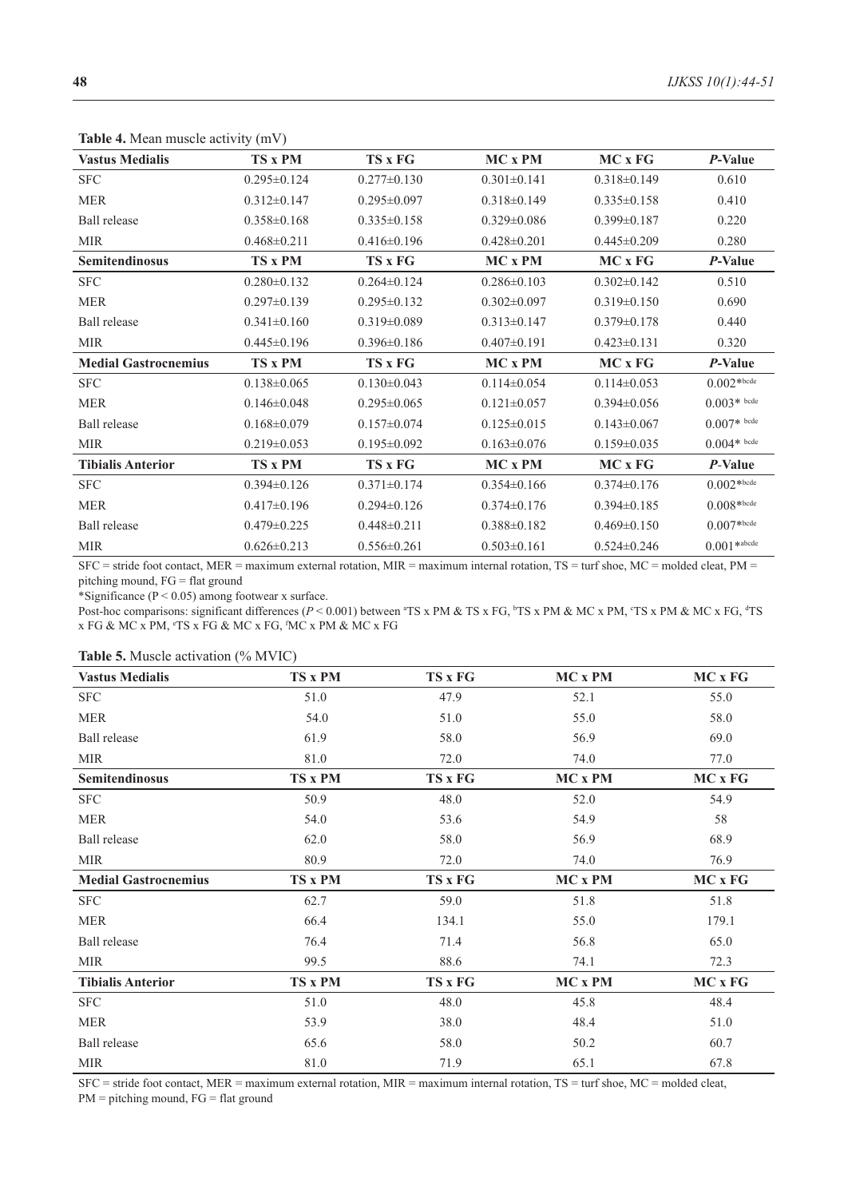**Table 4.** Mean muscle activity (mV)

| **Vastus Medialis** | **TS x PM** | **TS x FG** | **MC x PM** | **MC x FG** | ***P*-Value** |
|---|---|---|---|---|---|
| SFC | 0.295±0.124 | 0.277±0.130 | 0.301±0.141 | 0.318±0.149 | 0.610 |
| MER | 0.312±0.147 | 0.295±0.097 | 0.318±0.149 | 0.335±0.158 | 0.410 |
| Ball release | 0.358±0.168 | 0.335±0.158 | 0.329±0.086 | 0.399±0.187 | 0.220 |
| MIR | 0.468±0.211 | 0.416±0.196 | 0.428±0.201 | 0.445±0.209 | 0.280 |
| **Semitendinosus** | **TS x PM** | **TS x FG** | **MC x PM** | **MC x FG** | ***P*-Value** |
| SFC | 0.280±0.132 | 0.264±0.124 | 0.286±0.103 | 0.302±0.142 | 0.510 |
| MER | 0.297±0.139 | 0.295±0.132 | 0.302±0.097 | 0.319±0.150 | 0.690 |
| Ball release | 0.341±0.160 | 0.319±0.089 | 0.313±0.147 | 0.379±0.178 | 0.440 |
| MIR | 0.445±0.196 | 0.396±0.186 | 0.407±0.191 | 0.423±0.131 | 0.320 |
| **Medial Gastrocnemius** | **TS x PM** | **TS x FG** | **MC x PM** | **MC x FG** | ***P*-Value** |
| SFC | 0.138±0.065 | 0.130±0.043 | 0.114±0.054 | 0.114±0.053 | 0.002*[bcde] |
| MER | 0.146±0.048 | 0.295±0.065 | 0.121±0.057 | 0.394±0.056 | 0.003*[bcde] |
| Ball release | 0.168±0.079 | 0.157±0.074 | 0.125±0.015 | 0.143±0.067 | 0.007*[bcde] |
| MIR | 0.219±0.053 | 0.195±0.092 | 0.163±0.076 | 0.159±0.035 | 0.004*[bcde] |
| **Tibialis Anterior** | **TS x PM** | **TS x FG** | **MC x PM** | **MC x FG** | ***P*-Value** |
| SFC | 0.394±0.126 | 0.371±0.174 | 0.354±0.166 | 0.374±0.176 | 0.002*[bcde] |
| MER | 0.417±0.196 | 0.294±0.126 | 0.374±0.176 | 0.394±0.185 | 0.008*[bcde] |
| Ball release | 0.479±0.225 | 0.448±0.211 | 0.388±0.182 | 0.469±0.150 | 0.007*[bcde] |
| MIR | 0.626±0.213 | 0.556±0.261 | 0.503±0.161 | 0.524±0.246 | 0.001*[abcde] |

SFC = stride foot contact, MER = maximum external rotation, MIR = maximum internal rotation, TS = turf shoe, MC = molded cleat, PM = pitching mound, FG = flat ground

*Significance ($P < 0.05$) among footwear x surface.

Post-hoc comparisons: significant differences ($P < 0.001$) between [a]TS x PM & TS x FG, [b]TS x PM & MC x PM, [c]TS x PM & MC x FG, [d]TS x FG & MC x PM, [e]TS x FG & MC x FG, [f]MC x PM & MC x FG

**Table 5.** Muscle activation (% MVIC)

| **Vastus Medialis** | **TS x PM** | **TS x FG** | **MC x PM** | **MC x FG** |
|---|---|---|---|---|
| SFC | 51.0 | 47.9 | 52.1 | 55.0 |
| MER | 54.0 | 51.0 | 55.0 | 58.0 |
| Ball release | 61.9 | 58.0 | 56.9 | 69.0 |
| MIR | 81.0 | 72.0 | 74.0 | 77.0 |
| **Semitendinosus** | **TS x PM** | **TS x FG** | **MC x PM** | **MC x FG** |
| SFC | 50.9 | 48.0 | 52.0 | 54.9 |
| MER | 54.0 | 53.6 | 54.9 | 58 |
| Ball release | 62.0 | 58.0 | 56.9 | 68.9 |
| MIR | 80.9 | 72.0 | 74.0 | 76.9 |
| **Medial Gastrocnemius** | **TS x PM** | **TS x FG** | **MC x PM** | **MC x FG** |
| SFC | 62.7 | 59.0 | 51.8 | 51.8 |
| MER | 66.4 | 134.1 | 55.0 | 179.1 |
| Ball release | 76.4 | 71.4 | 56.8 | 65.0 |
| MIR | 99.5 | 88.6 | 74.1 | 72.3 |
| **Tibialis Anterior** | **TS x PM** | **TS x FG** | **MC x PM** | **MC x FG** |
| SFC | 51.0 | 48.0 | 45.8 | 48.4 |
| MER | 53.9 | 38.0 | 48.4 | 51.0 |
| Ball release | 65.6 | 58.0 | 50.2 | 60.7 |
| MIR | 81.0 | 71.9 | 65.1 | 67.8 |

SFC = stride foot contact, MER = maximum external rotation, MIR = maximum internal rotation, TS = turf shoe, MC = molded cleat, PM = pitching mound, FG = flat ground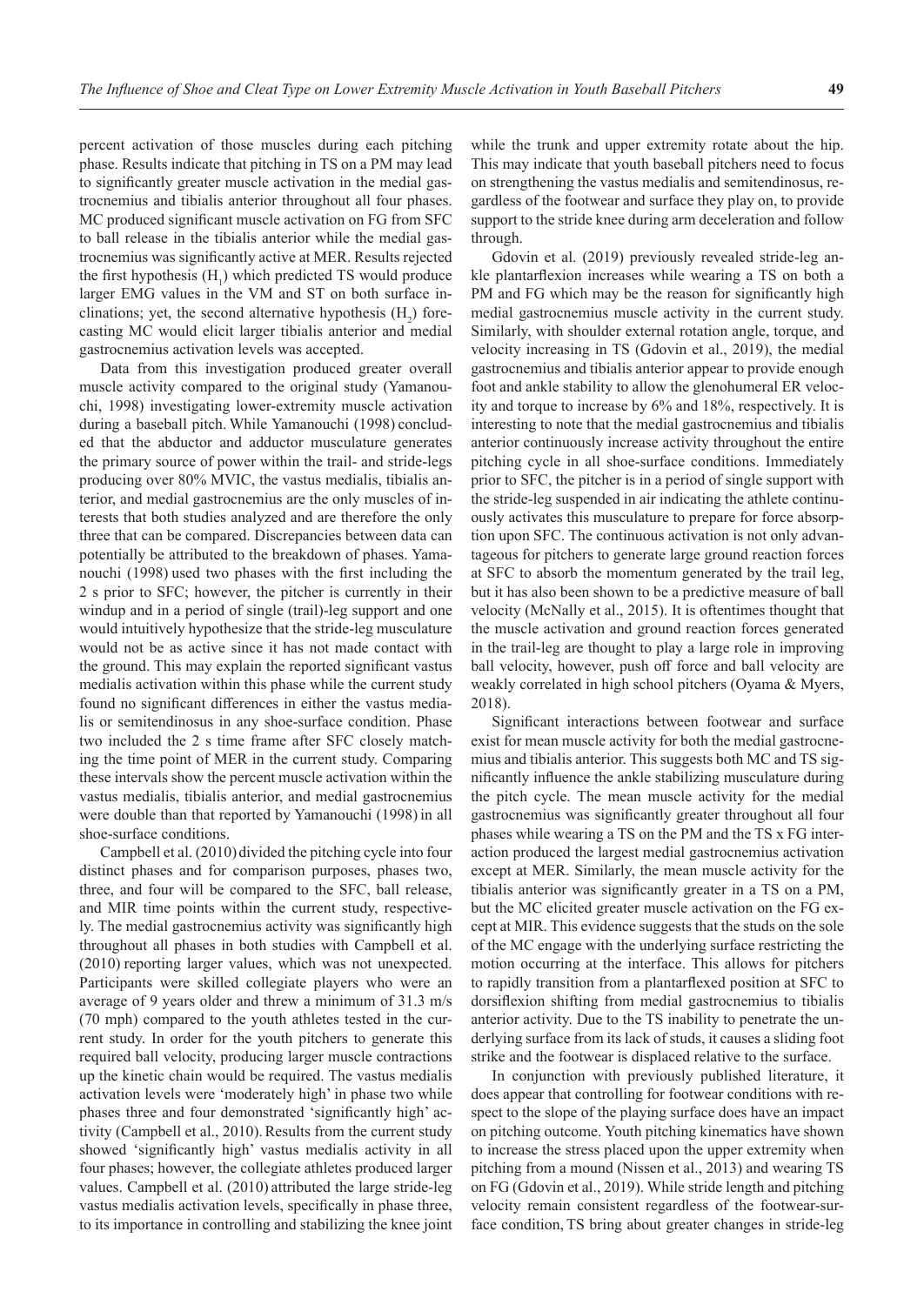percent activation of those muscles during each pitching phase. Results indicate that pitching in TS on a PM may lead to significantly greater muscle activation in the medial gastrocnemius and tibialis anterior throughout all four phases. MC produced significant muscle activation on FG from SFC to ball release in the tibialis anterior while the medial gastrocnemius was significantly active at MER. Results rejected the first hypothesis ($H_1$) which predicted TS would produce larger EMG values in the VM and ST on both surface inclinations; yet, the second alternative hypothesis ($H_2$) forecasting MC would elicit larger tibialis anterior and medial gastrocnemius activation levels was accepted.

Data from this investigation produced greater overall muscle activity compared to the original study (Yamanouchi, 1998) investigating lower-extremity muscle activation during a baseball pitch. While Yamanouchi (1998) concluded that the abductor and adductor musculature generates the primary source of power within the trail- and stride-legs producing over 80% MVIC, the vastus medialis, tibialis anterior, and medial gastrocnemius are the only muscles of interests that both studies analyzed and are therefore the only three that can be compared. Discrepancies between data can potentially be attributed to the breakdown of phases. Yamanouchi (1998) used two phases with the first including the 2 s prior to SFC; however, the pitcher is currently in their windup and in a period of single (trail)-leg support and one would intuitively hypothesize that the stride-leg musculature would not be as active since it has not made contact with the ground. This may explain the reported significant vastus medialis activation within this phase while the current study found no significant differences in either the vastus medialis or semitendinosus in any shoe-surface condition. Phase two included the 2 s time frame after SFC closely matching the time point of MER in the current study. Comparing these intervals show the percent muscle activation within the vastus medialis, tibialis anterior, and medial gastrocnemius were double than that reported by Yamanouchi (1998) in all shoe-surface conditions.

Campbell et al. (2010) divided the pitching cycle into four distinct phases and for comparison purposes, phases two, three, and four will be compared to the SFC, ball release, and MIR time points within the current study, respectively. The medial gastrocnemius activity was significantly high throughout all phases in both studies with Campbell et al. (2010) reporting larger values, which was not unexpected. Participants were skilled collegiate players who were an average of 9 years older and threw a minimum of 31.3 m/s (70 mph) compared to the youth athletes tested in the current study. In order for the youth pitchers to generate this required ball velocity, producing larger muscle contractions up the kinetic chain would be required. The vastus medialis activation levels were 'moderately high' in phase two while phases three and four demonstrated 'significantly high' activity (Campbell et al., 2010). Results from the current study showed 'significantly high' vastus medialis activity in all four phases; however, the collegiate athletes produced larger values. Campbell et al. (2010) attributed the large stride-leg vastus medialis activation levels, specifically in phase three, to its importance in controlling and stabilizing the knee joint while the trunk and upper extremity rotate about the hip. This may indicate that youth baseball pitchers need to focus on strengthening the vastus medialis and semitendinosus, regardless of the footwear and surface they play on, to provide support to the stride knee during arm deceleration and follow through.

Gdovin et al. (2019) previously revealed stride-leg ankle plantarflexion increases while wearing a TS on both a PM and FG which may be the reason for significantly high medial gastrocnemius muscle activity in the current study. Similarly, with shoulder external rotation angle, torque, and velocity increasing in TS (Gdovin et al., 2019), the medial gastrocnemius and tibialis anterior appear to provide enough foot and ankle stability to allow the glenohumeral ER velocity and torque to increase by 6% and 18%, respectively. It is interesting to note that the medial gastrocnemius and tibialis anterior continuously increase activity throughout the entire pitching cycle in all shoe-surface conditions. Immediately prior to SFC, the pitcher is in a period of single support with the stride-leg suspended in air indicating the athlete continuously activates this musculature to prepare for force absorption upon SFC. The continuous activation is not only advantageous for pitchers to generate large ground reaction forces at SFC to absorb the momentum generated by the trail leg, but it has also been shown to be a predictive measure of ball velocity (McNally et al., 2015). It is oftentimes thought that the muscle activation and ground reaction forces generated in the trail-leg are thought to play a large role in improving ball velocity, however, push off force and ball velocity are weakly correlated in high school pitchers (Oyama & Myers, 2018).

Significant interactions between footwear and surface exist for mean muscle activity for both the medial gastrocnemius and tibialis anterior. This suggests both MC and TS significantly influence the ankle stabilizing musculature during the pitch cycle. The mean muscle activity for the medial gastrocnemius was significantly greater throughout all four phases while wearing a TS on the PM and the TS x FG interaction produced the largest medial gastrocnemius activation except at MER. Similarly, the mean muscle activity for the tibialis anterior was significantly greater in a TS on a PM, but the MC elicited greater muscle activation on the FG except at MIR. This evidence suggests that the studs on the sole of the MC engage with the underlying surface restricting the motion occurring at the interface. This allows for pitchers to rapidly transition from a plantarflexed position at SFC to dorsiflexion shifting from medial gastrocnemius to tibialis anterior activity. Due to the TS inability to penetrate the underlying surface from its lack of studs, it causes a sliding foot strike and the footwear is displaced relative to the surface.

In conjunction with previously published literature, it does appear that controlling for footwear conditions with respect to the slope of the playing surface does have an impact on pitching outcome. Youth pitching kinematics have shown to increase the stress placed upon the upper extremity when pitching from a mound (Nissen et al., 2013) and wearing TS on FG (Gdovin et al., 2019). While stride length and pitching velocity remain consistent regardless of the footwear-surface condition, TS bring about greater changes in stride-leg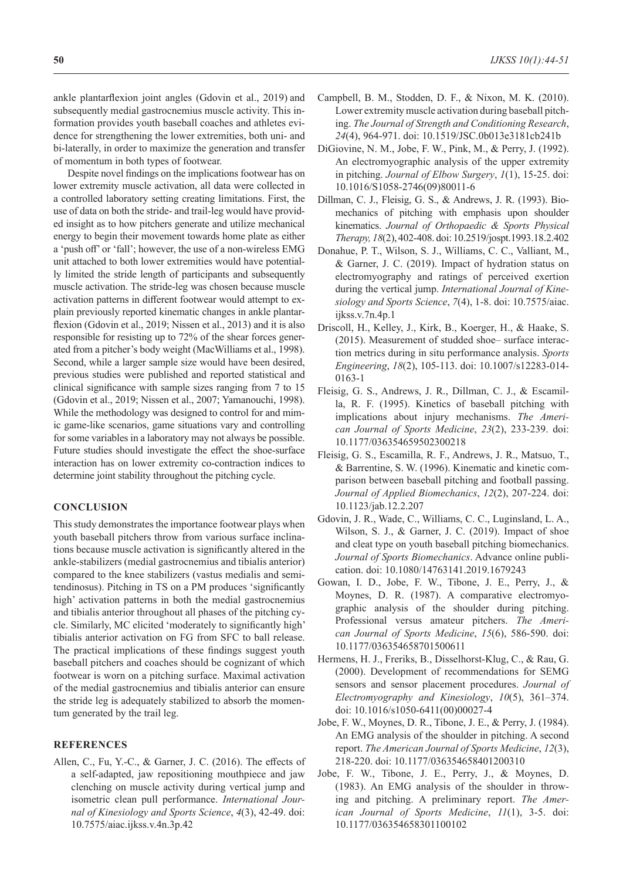ankle plantarflexion joint angles (Gdovin et al., 2019) and subsequently medial gastrocnemius muscle activity. This information provides youth baseball coaches and athletes evidence for strengthening the lower extremities, both uni- and bi-laterally, in order to maximize the generation and transfer of momentum in both types of footwear.

Despite novel findings on the implications footwear has on lower extremity muscle activation, all data were collected in a controlled laboratory setting creating limitations. First, the use of data on both the stride- and trail-leg would have provided insight as to how pitchers generate and utilize mechanical energy to begin their movement towards home plate as either a 'push off' or 'fall'; however, the use of a non-wireless EMG unit attached to both lower extremities would have potentially limited the stride length of participants and subsequently muscle activation. The stride-leg was chosen because muscle activation patterns in different footwear would attempt to explain previously reported kinematic changes in ankle plantarflexion (Gdovin et al., 2019; Nissen et al., 2013) and it is also responsible for resisting up to 72% of the shear forces generated from a pitcher's body weight (MacWilliams et al., 1998). Second, while a larger sample size would have been desired, previous studies were published and reported statistical and clinical significance with sample sizes ranging from 7 to 15 (Gdovin et al., 2019; Nissen et al., 2007; Yamanouchi, 1998). While the methodology was designed to control for and mimic game-like scenarios, game situations vary and controlling for some variables in a laboratory may not always be possible. Future studies should investigate the effect the shoe-surface interaction has on lower extremity co-contraction indices to determine joint stability throughout the pitching cycle.

## CONCLUSION

This study demonstrates the importance footwear plays when youth baseball pitchers throw from various surface inclinations because muscle activation is significantly altered in the ankle-stabilizers (medial gastrocnemius and tibialis anterior) compared to the knee stabilizers (vastus medialis and semitendinosus). Pitching in TS on a PM produces 'significantly high' activation patterns in both the medial gastrocnemius and tibialis anterior throughout all phases of the pitching cycle. Similarly, MC elicited 'moderately to significantly high' tibialis anterior activation on FG from SFC to ball release. The practical implications of these findings suggest youth baseball pitchers and coaches should be cognizant of which footwear is worn on a pitching surface. Maximal activation of the medial gastrocnemius and tibialis anterior can ensure the stride leg is adequately stabilized to absorb the momentum generated by the trail leg.

## REFERENCES

Allen, C., Fu, Y.-C., & Garner, J. C. (2016). The effects of a self-adapted, jaw repositioning mouthpiece and jaw clenching on muscle activity during vertical jump and isometric clean pull performance. *International Journal of Kinesiology and Sports Science*, *4*(3), 42-49. doi: 10.7575/aiac.ijkss.v.4n.3p.42

Campbell, B. M., Stodden, D. F., & Nixon, M. K. (2010). Lower extremity muscle activation during baseball pitching. *The Journal of Strength and Conditioning Research*, *24*(4), 964-971. doi: 10.1519/JSC.0b013e3181cb241b

DiGiovine, N. M., Jobe, F. W., Pink, M., & Perry, J. (1992). An electromyographic analysis of the upper extremity in pitching. *Journal of Elbow Surgery*, *1*(1), 15-25. doi: 10.1016/S1058-2746(09)80011-6

Dillman, C. J., Fleisig, G. S., & Andrews, J. R. (1993). Biomechanics of pitching with emphasis upon shoulder kinematics. *Journal of Orthopaedic & Sports Physical Therapy, 18*(2), 402-408. doi: 10.2519/jospt.1993.18.2.402

Donahue, P. T., Wilson, S. J., Williams, C. C., Valliant, M., & Garner, J. C. (2019). Impact of hydration status on electromyography and ratings of perceived exertion during the vertical jump. *International Journal of Kinesiology and Sports Science*, *7*(4), 1-8. doi: 10.7575/aiac.ijkss.v.7n.4p.1

Driscoll, H., Kelley, J., Kirk, B., Koerger, H., & Haake, S. (2015). Measurement of studded shoe– surface interaction metrics during in situ performance analysis. *Sports Engineering*, *18*(2), 105-113. doi: 10.1007/s12283-014-0163-1

Fleisig, G. S., Andrews, J. R., Dillman, C. J., & Escamilla, R. F. (1995). Kinetics of baseball pitching with implications about injury mechanisms. *The American Journal of Sports Medicine*, *23*(2), 233-239. doi: 10.1177/036354659502300218

Fleisig, G. S., Escamilla, R. F., Andrews, J. R., Matsuo, T., & Barrentine, S. W. (1996). Kinematic and kinetic comparison between baseball pitching and football passing. *Journal of Applied Biomechanics*, *12*(2), 207-224. doi: 10.1123/jab.12.2.207

Gdovin, J. R., Wade, C., Williams, C. C., Luginsland, L. A., Wilson, S. J., & Garner, J. C. (2019). Impact of shoe and cleat type on youth baseball pitching biomechanics. *Journal of Sports Biomechanics*. Advance online publication. doi: 10.1080/14763141.2019.1679243

Gowan, I. D., Jobe, F. W., Tibone, J. E., Perry, J., & Moynes, D. R. (1987). A comparative electromyographic analysis of the shoulder during pitching. Professional versus amateur pitchers. *The American Journal of Sports Medicine*, *15*(6), 586-590. doi: 10.1177/036354658701500611

Hermens, H. J., Freriks, B., Disselhorst-Klug, C., & Rau, G. (2000). Development of recommendations for SEMG sensors and sensor placement procedures. *Journal of Electromyography and Kinesiology*, *10*(5), 361–374. doi: 10.1016/s1050-6411(00)00027-4

Jobe, F. W., Moynes, D. R., Tibone, J. E., & Perry, J. (1984). An EMG analysis of the shoulder in pitching. A second report. *The American Journal of Sports Medicine*, *12*(3), 218-220. doi: 10.1177/036354658401200310

Jobe, F. W., Tibone, J. E., Perry, J., & Moynes, D. (1983). An EMG analysis of the shoulder in throwing and pitching. A preliminary report. *The American Journal of Sports Medicine*, *11*(1), 3-5. doi: 10.1177/036354658301100102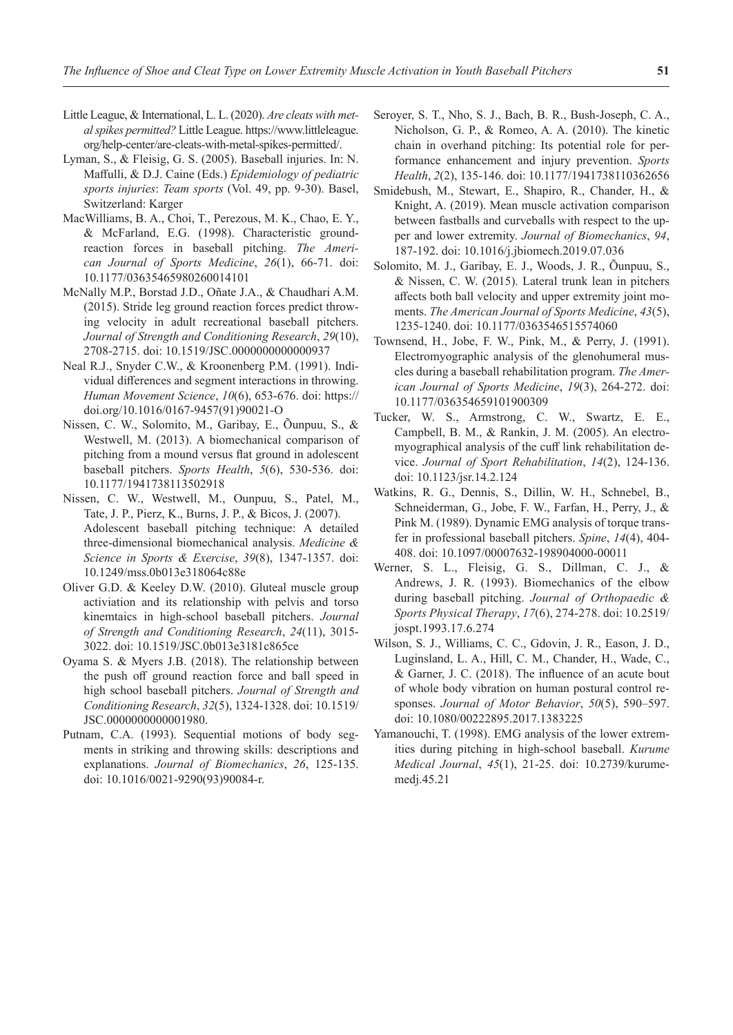Little League, & International, L. L. (2020). *Are cleats with metal spikes permitted?* Little League. https://www.littleleague.org/help-center/are-cleats-with-metal-spikes-permitted/.

Lyman, S., & Fleisig, G. S. (2005). Baseball injuries. In: N. Maffulli, & D.J. Caine (Eds.) *Epidemiology of pediatric sports injuries*: *Team sports* (Vol. 49, pp. 9-30). Basel, Switzerland: Karger

MacWilliams, B. A., Choi, T., Perezous, M. K., Chao, E. Y., & McFarland, E.G. (1998). Characteristic ground-reaction forces in baseball pitching. *The American Journal of Sports Medicine*, *26*(1), 66-71. doi: 10.1177/03635465980260014101

McNally M.P., Borstad J.D., Oñate J.A., & Chaudhari A.M. (2015). Stride leg ground reaction forces predict throwing velocity in adult recreational baseball pitchers. *Journal of Strength and Conditioning Research*, *29*(10), 2708-2715. doi: 10.1519/JSC.0000000000000937

Neal R.J., Snyder C.W., & Kroonenberg P.M. (1991). Individual differences and segment interactions in throwing. *Human Movement Science*, *10*(6), 653-676. doi: https://doi.org/10.1016/0167-9457(91)90021-O

Nissen, C. W., Solomito, M., Garibay, E., Õunpuu, S., & Westwell, M. (2013). A biomechanical comparison of pitching from a mound versus flat ground in adolescent baseball pitchers. *Sports Health*, *5*(6), 530-536. doi: 10.1177/1941738113502918

Nissen, C. W., Westwell, M., Ounpuu, S., Patel, M., Tate, J. P., Pierz, K., Burns, J. P., & Bicos, J. (2007). Adolescent baseball pitching technique: A detailed three-dimensional biomechanical analysis. *Medicine & Science in Sports & Exercise*, *39*(8), 1347-1357. doi: 10.1249/mss.0b013e318064c88e

Oliver G.D. & Keeley D.W. (2010). Gluteal muscle group activiation and its relationship with pelvis and torso kinemtaics in high-school baseball pitchers. *Journal of Strength and Conditioning Research*, *24*(11), 3015-3022. doi: 10.1519/JSC.0b013e3181c865ce

Oyama S. & Myers J.B. (2018). The relationship between the push off ground reaction force and ball speed in high school baseball pitchers. *Journal of Strength and Conditioning Research*, *32*(5), 1324-1328. doi: 10.1519/JSC.0000000000001980.

Putnam, C.A. (1993). Sequential motions of body segments in striking and throwing skills: descriptions and explanations. *Journal of Biomechanics*, *26*, 125-135. doi: 10.1016/0021-9290(93)90084-r.

Seroyer, S. T., Nho, S. J., Bach, B. R., Bush-Joseph, C. A., Nicholson, G. P., & Romeo, A. A. (2010). The kinetic chain in overhand pitching: Its potential role for performance enhancement and injury prevention. *Sports Health*, *2*(2), 135-146. doi: 10.1177/1941738110362656

Smidebush, M., Stewart, E., Shapiro, R., Chander, H., & Knight, A. (2019). Mean muscle activation comparison between fastballs and curveballs with respect to the upper and lower extremity. *Journal of Biomechanics*, *94*, 187-192. doi: 10.1016/j.jbiomech.2019.07.036

Solomito, M. J., Garibay, E. J., Woods, J. R., Õunpuu, S., & Nissen, C. W. (2015). Lateral trunk lean in pitchers affects both ball velocity and upper extremity joint moments. *The American Journal of Sports Medicine*, *43*(5), 1235-1240. doi: 10.1177/0363546515574060

Townsend, H., Jobe, F. W., Pink, M., & Perry, J. (1991). Electromyographic analysis of the glenohumeral muscles during a baseball rehabilitation program. *The American Journal of Sports Medicine*, *19*(3), 264-272. doi: 10.1177/036354659101900309

Tucker, W. S., Armstrong, C. W., Swartz, E. E., Campbell, B. M., & Rankin, J. M. (2005). An electromyographical analysis of the cuff link rehabilitation device. *Journal of Sport Rehabilitation*, *14*(2), 124-136. doi: 10.1123/jsr.14.2.124

Watkins, R. G., Dennis, S., Dillin, W. H., Schnebel, B., Schneiderman, G., Jobe, F. W., Farfan, H., Perry, J., & Pink M. (1989). Dynamic EMG analysis of torque transfer in professional baseball pitchers. *Spine*, *14*(4), 404-408. doi: 10.1097/00007632-198904000-00011

Werner, S. L., Fleisig, G. S., Dillman, C. J., & Andrews, J. R. (1993). Biomechanics of the elbow during baseball pitching. *Journal of Orthopaedic & Sports Physical Therapy*, *17*(6), 274-278. doi: 10.2519/jospt.1993.17.6.274

Wilson, S. J., Williams, C. C., Gdovin, J. R., Eason, J. D., Luginsland, L. A., Hill, C. M., Chander, H., Wade, C., & Garner, J. C. (2018). The influence of an acute bout of whole body vibration on human postural control responses. *Journal of Motor Behavior*, *50*(5), 590–597. doi: 10.1080/00222895.2017.1383225

Yamanouchi, T. (1998). EMG analysis of the lower extremities during pitching in high-school baseball. *Kurume Medical Journal*, *45*(1), 21-25. doi: 10.2739/kurumemedj.45.21